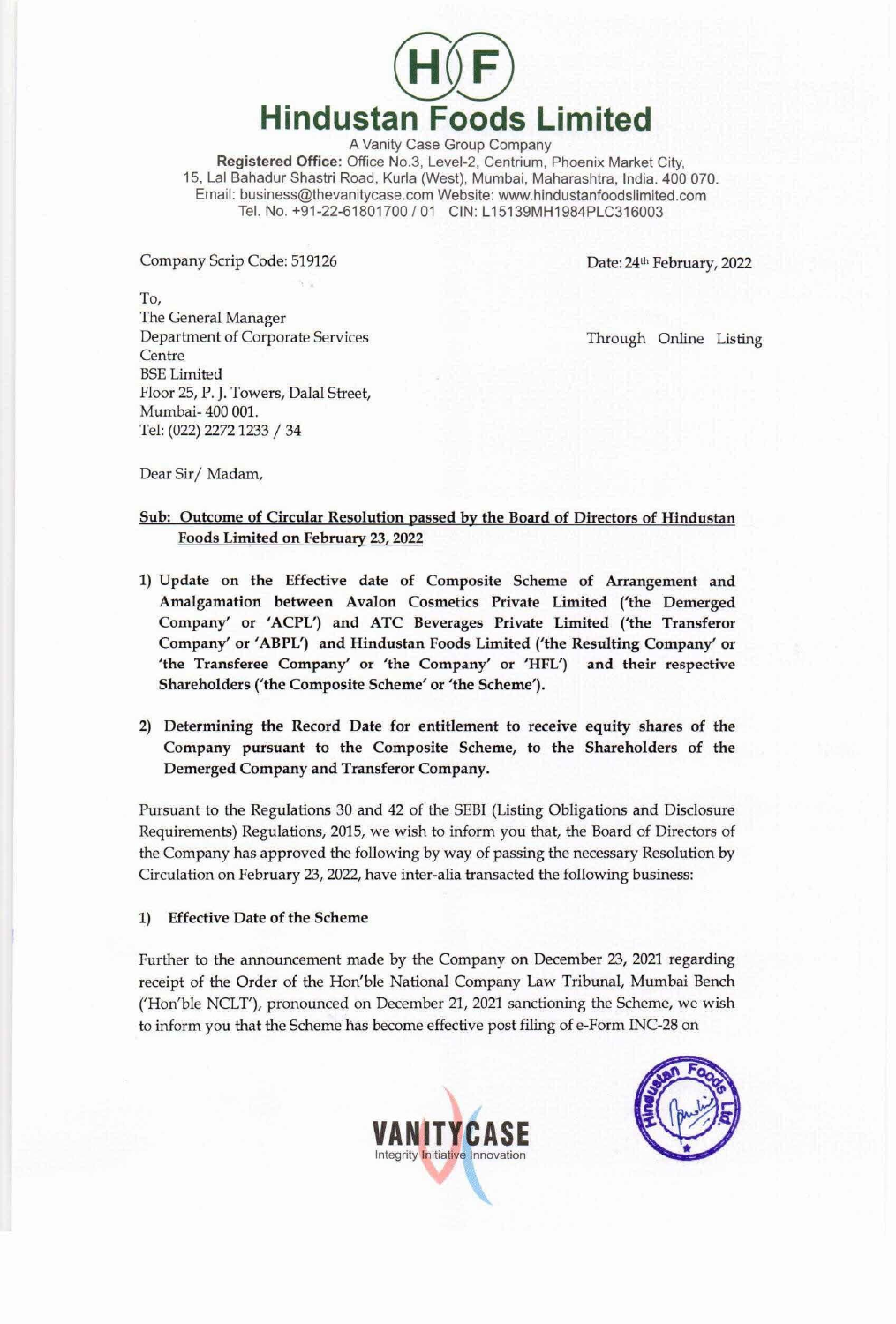# Hindustan Foods Limited

A Vanity Case Group Company
**Registered Office:** Office No.3, Level-2, Centrium, Phoenix Market City, 15, Lal Bahadur Shastri Road, Kurla (West), Mumbai, Maharashtra, India. 400 070.
Email: business@thevanitycase.com Website: www.hindustanfoodslimited.com
Tel. No. +91-22-61801700 / 01 CIN: L15139MH1984PLC316003

Company Scrip Code: 519126

Date: 24th February, 2022

To,
The General Manager
Department of Corporate Services Centre
BSE Limited
Floor 25, P. J. Towers, Dalal Street,
Mumbai- 400 001.
Tel: (022) 2272 1233 / 34

Through Online Listing

Dear Sir/ Madam,

**Sub: Outcome of Circular Resolution passed by the Board of Directors of Hindustan Foods Limited on February 23, 2022**

1) **Update on the Effective date of Composite Scheme of Arrangement and Amalgamation between Avalon Cosmetics Private Limited ('the Demerged Company' or 'ACPL') and ATC Beverages Private Limited ('the Transferor Company' or 'ABPL') and Hindustan Foods Limited ('the Resulting Company' or 'the Transferee Company' or 'the Company' or 'HFL') and their respective Shareholders ('the Composite Scheme' or 'the Scheme').**

2) **Determining the Record Date for entitlement to receive equity shares of the Company pursuant to the Composite Scheme, to the Shareholders of the Demerged Company and Transferor Company.**

Pursuant to the Regulations 30 and 42 of the SEBI (Listing Obligations and Disclosure Requirements) Regulations, 2015, we wish to inform you that, the Board of Directors of the Company has approved the following by way of passing the necessary Resolution by Circulation on February 23, 2022, have inter-alia transacted the following business:

1) **Effective Date of the Scheme**

Further to the announcement made by the Company on December 23, 2021 regarding receipt of the Order of the Hon'ble National Company Law Tribunal, Mumbai Bench ('Hon'ble NCLT'), pronounced on December 21, 2021 sanctioning the Scheme, we wish to inform you that the Scheme has become effective post filing of e-Form INC-28 on

VANITYCASE
Integrity Initiative Innovation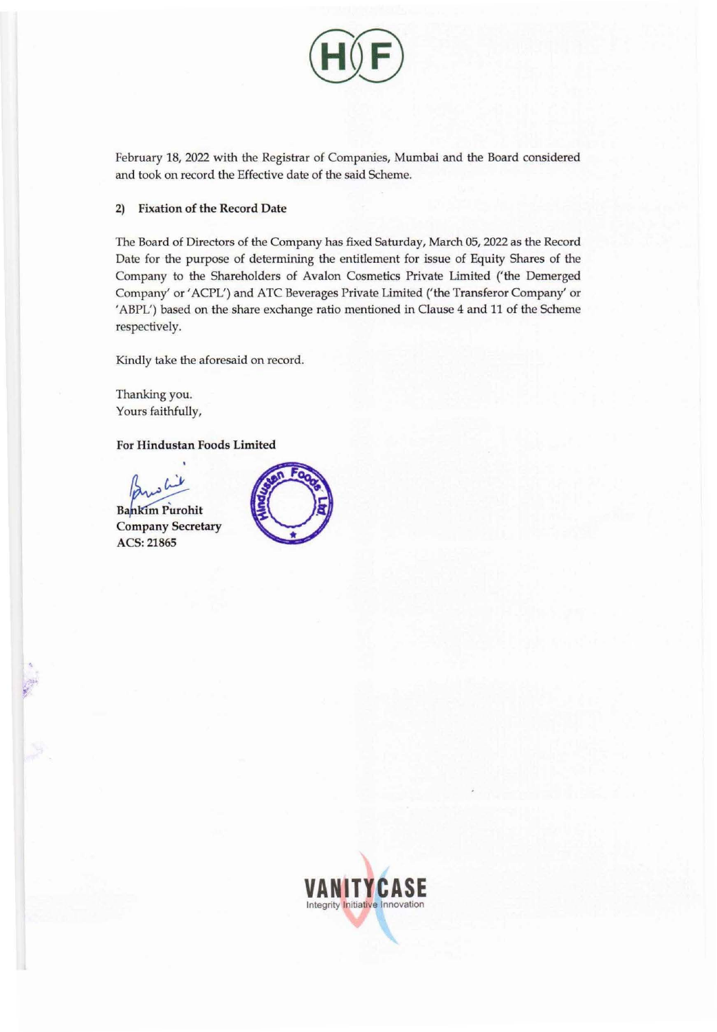February 18, 2022 with the Registrar of Companies, Mumbai and the Board considered and took on record the Effective date of the said Scheme.

**2) Fixation of the Record Date**

The Board of Directors of the Company has fixed Saturday, March 05, 2022 as the Record Date for the purpose of determining the entitlement for issue of Equity Shares of the Company to the Shareholders of Avalon Cosmetics Private Limited ('the Demerged Company' or 'ACPL') and ATC Beverages Private Limited ('the Transferor Company' or 'ABPL') based on the share exchange ratio mentioned in Clause 4 and 11 of the Scheme respectively.

Kindly take the aforesaid on record.

Thanking you.
Yours faithfully,

**For Hindustan Foods Limited**

**Bankim Purohit**
**Company Secretary**
**ACS: 21865**